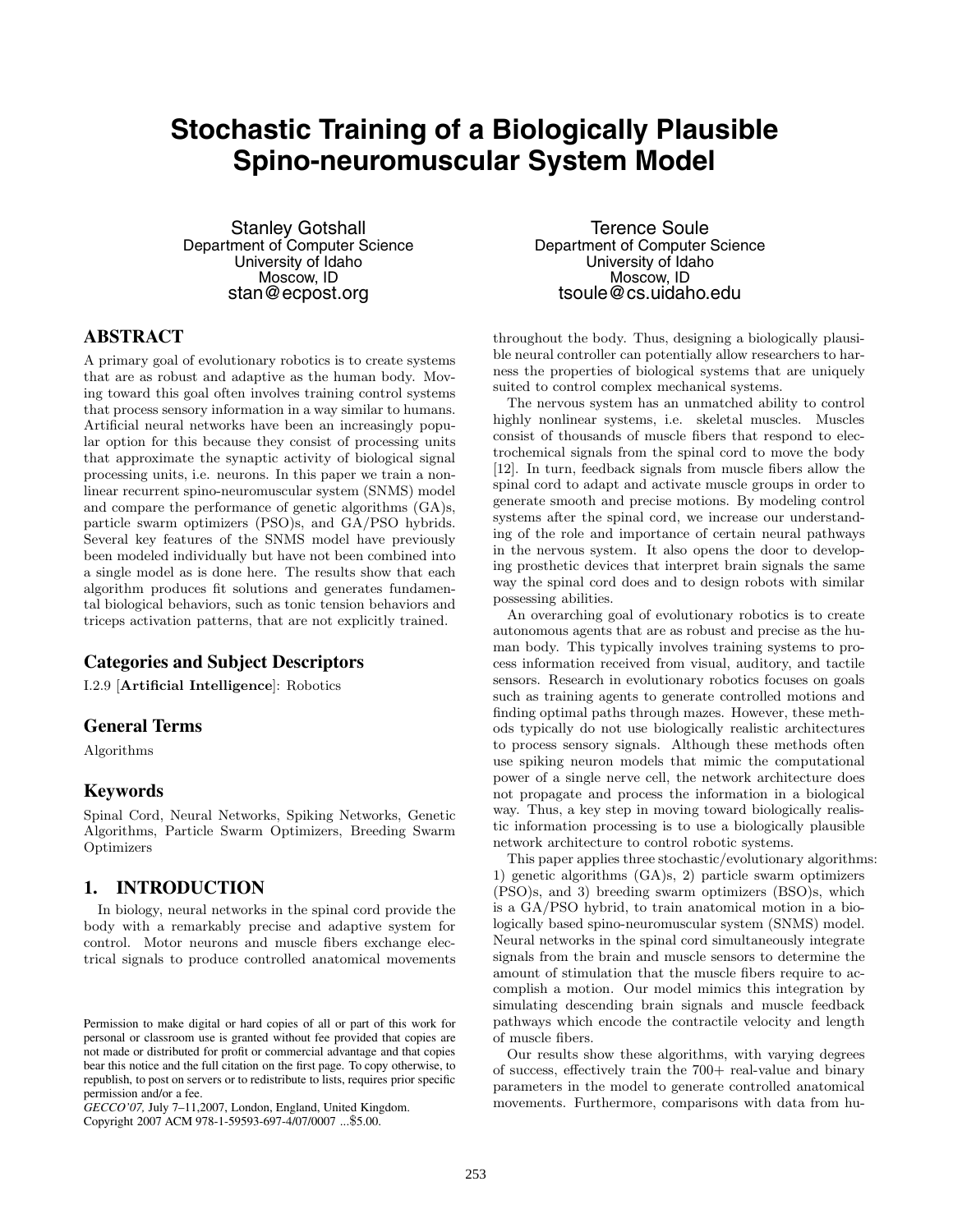# Stochastic Training of a Biologically Plausible Spino-neuromuscular System Model

Stanley Gotshall
Department of Computer Science
University of Idaho
Moscow, ID
stan@ecpost.org

Terence Soule
Department of Computer Science
University of Idaho
Moscow, ID
tsoule@cs.uidaho.edu

## ABSTRACT

A primary goal of evolutionary robotics is to create systems that are as robust and adaptive as the human body. Moving toward this goal often involves training control systems that process sensory information in a way similar to humans. Artificial neural networks have been an increasingly popular option for this because they consist of processing units that approximate the synaptic activity of biological signal processing units, i.e. neurons. In this paper we train a nonlinear recurrent spino-neuromuscular system (SNMS) model and compare the performance of genetic algorithms (GA)s, particle swarm optimizers (PSO)s, and GA/PSO hybrids. Several key features of the SNMS model have previously been modeled individually but have not been combined into a single model as is done here. The results show that each algorithm produces fit solutions and generates fundamental biological behaviors, such as tonic tension behaviors and triceps activation patterns, that are not explicitly trained.

## Categories and Subject Descriptors

I.2.9 [**Artificial Intelligence**]: Robotics

## General Terms

Algorithms

## Keywords

Spinal Cord, Neural Networks, Spiking Networks, Genetic Algorithms, Particle Swarm Optimizers, Breeding Swarm Optimizers

## 1. INTRODUCTION

In biology, neural networks in the spinal cord provide the body with a remarkably precise and adaptive system for control. Motor neurons and muscle fibers exchange electrical signals to produce controlled anatomical movements throughout the body. Thus, designing a biologically plausible neural controller can potentially allow researchers to harness the properties of biological systems that are uniquely suited to control complex mechanical systems.

The nervous system has an unmatched ability to control highly nonlinear systems, i.e. skeletal muscles. Muscles consist of thousands of muscle fibers that respond to electrochemical signals from the spinal cord to move the body [12]. In turn, feedback signals from muscle fibers allow the spinal cord to adapt and activate muscle groups in order to generate smooth and precise motions. By modeling control systems after the spinal cord, we increase our understanding of the role and importance of certain neural pathways in the nervous system. It also opens the door to developing prosthetic devices that interpret brain signals the same way the spinal cord does and to design robots with similar possessing abilities.

An overarching goal of evolutionary robotics is to create autonomous agents that are as robust and precise as the human body. This typically involves training systems to process information received from visual, auditory, and tactile sensors. Research in evolutionary robotics focuses on goals such as training agents to generate controlled motions and finding optimal paths through mazes. However, these methods typically do not use biologically realistic architectures to process sensory signals. Although these methods often use spiking neuron models that mimic the computational power of a single nerve cell, the network architecture does not propagate and process the information in a biological way. Thus, a key step in moving toward biologically realistic information processing is to use a biologically plausible network architecture to control robotic systems.

This paper applies three stochastic/evolutionary algorithms: 1) genetic algorithms (GA)s, 2) particle swarm optimizers (PSO)s, and 3) breeding swarm optimizers (BSO)s, which is a GA/PSO hybrid, to train anatomical motion in a biologically based spino-neuromuscular system (SNMS) model. Neural networks in the spinal cord simultaneously integrate signals from the brain and muscle sensors to determine the amount of stimulation that the muscle fibers require to accomplish a motion. Our model mimics this integration by simulating descending brain signals and muscle feedback pathways which encode the contractile velocity and length of muscle fibers.

Our results show these algorithms, with varying degrees of success, effectively train the 700+ real-value and binary parameters in the model to generate controlled anatomical movements. Furthermore, comparisons with data from hu-

Permission to make digital or hard copies of all or part of this work for personal or classroom use is granted without fee provided that copies are not made or distributed for profit or commercial advantage and that copies bear this notice and the full citation on the first page. To copy otherwise, to republish, to post on servers or to redistribute to lists, requires prior specific permission and/or a fee.
*GECCO'07,* July 7–11,2007, London, England, United Kingdom.
Copyright 2007 ACM 978-1-59593-697-4/07/0007 ...$5.00.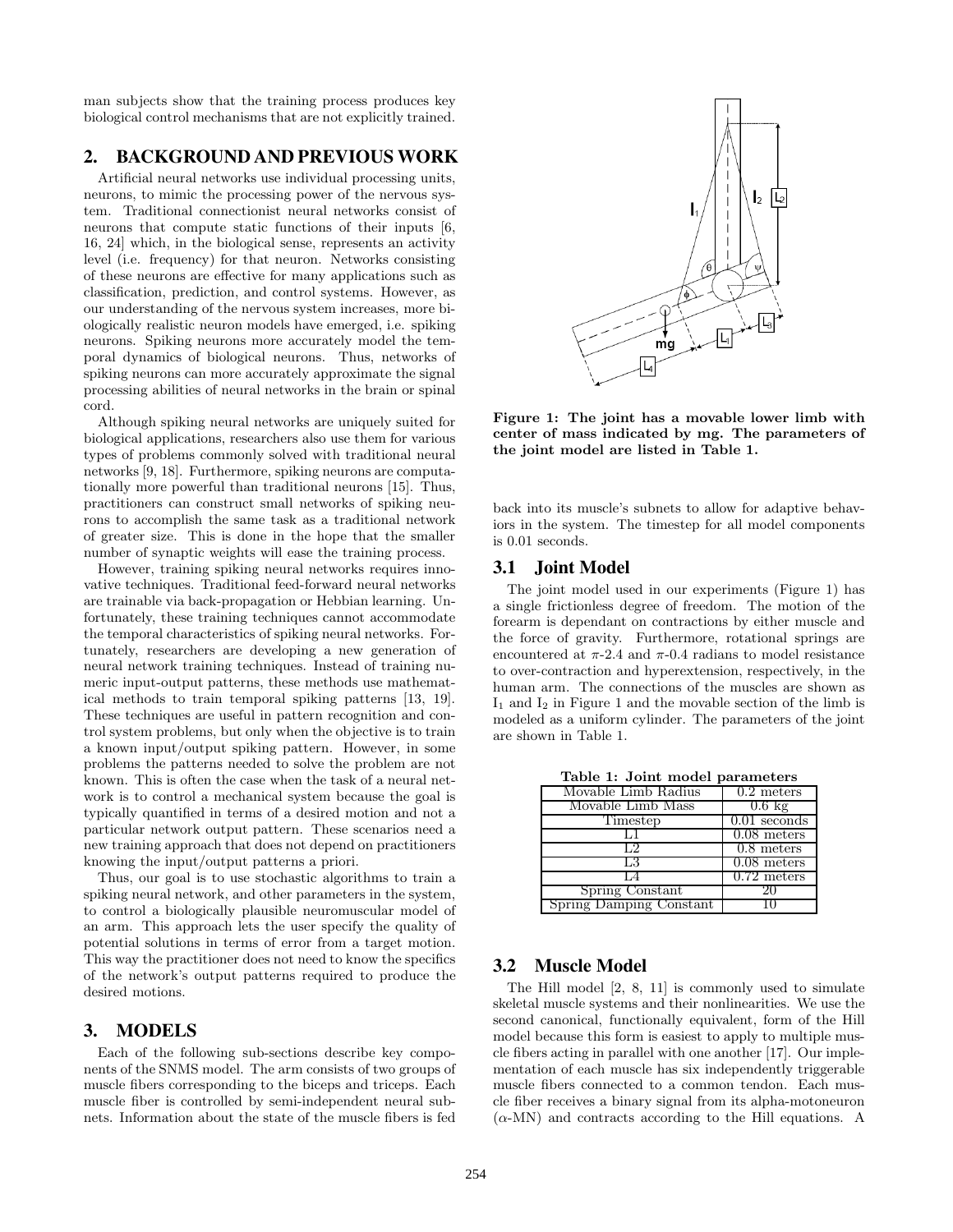man subjects show that the training process produces key biological control mechanisms that are not explicitly trained.

## 2. BACKGROUND AND PREVIOUS WORK

Artificial neural networks use individual processing units, neurons, to mimic the processing power of the nervous system. Traditional connectionist neural networks consist of neurons that compute static functions of their inputs [6, 16, 24] which, in the biological sense, represents an activity level (i.e. frequency) for that neuron. Networks consisting of these neurons are effective for many applications such as classification, prediction, and control systems. However, as our understanding of the nervous system increases, more biologically realistic neuron models have emerged, i.e. spiking neurons. Spiking neurons more accurately model the temporal dynamics of biological neurons. Thus, networks of spiking neurons can more accurately approximate the signal processing abilities of neural networks in the brain or spinal cord.

Although spiking neural networks are uniquely suited for biological applications, researchers also use them for various types of problems commonly solved with traditional neural networks [9, 18]. Furthermore, spiking neurons are computationally more powerful than traditional neurons [15]. Thus, practitioners can construct small networks of spiking neurons to accomplish the same task as a traditional network of greater size. This is done in the hope that the smaller number of synaptic weights will ease the training process.

However, training spiking neural networks requires innovative techniques. Traditional feed-forward neural networks are trainable via back-propagation or Hebbian learning. Unfortunately, these training techniques cannot accommodate the temporal characteristics of spiking neural networks. Fortunately, researchers are developing a new generation of neural network training techniques. Instead of training numeric input-output patterns, these methods use mathematical methods to train temporal spiking patterns [13, 19]. These techniques are useful in pattern recognition and control system problems, but only when the objective is to train a known input/output spiking pattern. However, in some problems the patterns needed to solve the problem are not known. This is often the case when the task of a neural network is to control a mechanical system because the goal is typically quantified in terms of a desired motion and not a particular network output pattern. These scenarios need a new training approach that does not depend on practitioners knowing the input/output patterns a priori.

Thus, our goal is to use stochastic algorithms to train a spiking neural network, and other parameters in the system, to control a biologically plausible neuromuscular model of an arm. This approach lets the user specify the quality of potential solutions in terms of error from a target motion. This way the practitioner does not need to know the specifics of the network's output patterns required to produce the desired motions.

## 3. MODELS

Each of the following sub-sections describe key components of the SNMS model. The arm consists of two groups of muscle fibers corresponding to the biceps and triceps. Each muscle fiber is controlled by semi-independent neural subnets. Information about the state of the muscle fibers is fed back into its muscle's subnets to allow for adaptive behaviors in the system. The timestep for all model components is 0.01 seconds.

l1

l2

L2

θ

ψ

ϕ

mg

L1

L3

L4

**Figure 1: The joint has a movable lower limb with center of mass indicated by mg. The parameters of the joint model are listed in Table 1.**

### 3.1 Joint Model

The joint model used in our experiments (Figure 1) has a single frictionless degree of freedom. The motion of the forearm is dependant on contractions by either muscle and the force of gravity. Furthermore, rotational springs are encountered at $\pi$-2.4 and $\pi$-0.4 radians to model resistance to over-contraction and hyperextension, respectively, in the human arm. The connections of the muscles are shown as $I_1$ and $I_2$ in Figure 1 and the movable section of the limb is modeled as a uniform cylinder. The parameters of the joint are shown in Table 1.

**Table 1: Joint model parameters**

| | |
|---|---|
| Movable Limb Radius | 0.2 meters |
| Movable Limb Mass | 0.6 kg |
| Timestep | 0.01 seconds |
| L1 | 0.08 meters |
| L2 | 0.8 meters |
| L3 | 0.08 meters |
| L4 | 0.72 meters |
| Spring Constant | 20 |
| Spring Damping Constant | 10 |

### 3.2 Muscle Model

The Hill model [2, 8, 11] is commonly used to simulate skeletal muscle systems and their nonlinearities. We use the second canonical, functionally equivalent, form of the Hill model because this form is easiest to apply to multiple muscle fibers acting in parallel with one another [17]. Our implementation of each muscle has six independently triggerable muscle fibers connected to a common tendon. Each muscle fiber receives a binary signal from its alpha-motoneuron ($\alpha$-MN) and contracts according to the Hill equations. A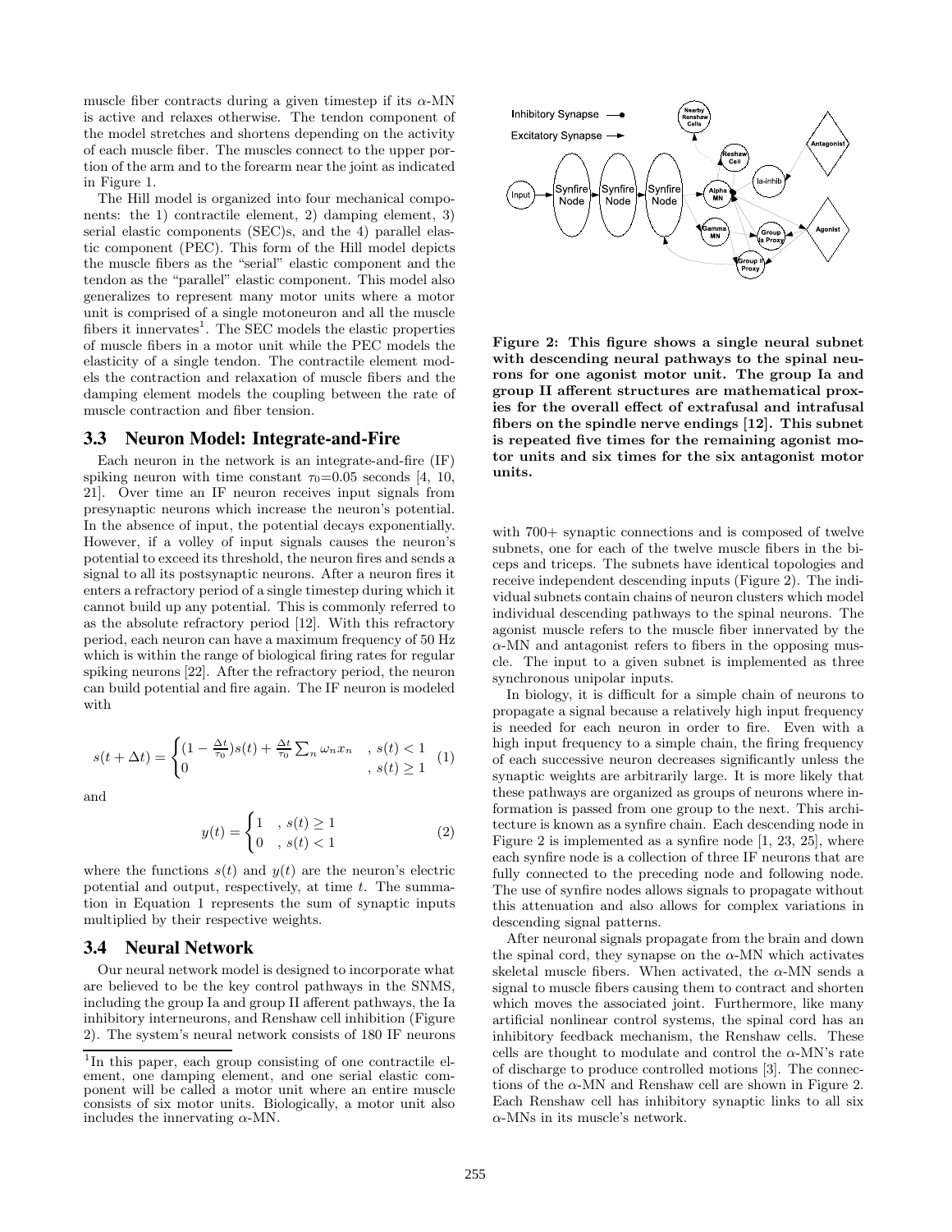muscle fiber contracts during a given timestep if its $\alpha$-MN is active and relaxes otherwise. The tendon component of the model stretches and shortens depending on the activity of each muscle fiber. The muscles connect to the upper portion of the arm and to the forearm near the joint as indicated in Figure 1.

The Hill model is organized into four mechanical components: the 1) contractile element, 2) damping element, 3) serial elastic components (SEC)s, and the 4) parallel elastic component (PEC). This form of the Hill model depicts the muscle fibers as the "serial" elastic component and the tendon as the "parallel" elastic component. This model also generalizes to represent many motor units where a motor unit is comprised of a single motoneuron and all the muscle fibers it innervates[1]. The SEC models the elastic properties of muscle fibers in a motor unit while the PEC models the elasticity of a single tendon. The contractile element models the contraction and relaxation of muscle fibers and the damping element models the coupling between the rate of muscle contraction and fiber tension.

### 3.3 Neuron Model: Integrate-and-Fire

Each neuron in the network is an integrate-and-fire (IF) spiking neuron with time constant $\tau_0$=0.05 seconds [4, 10, 21]. Over time an IF neuron receives input signals from presynaptic neurons which increase the neuron's potential. In the absence of input, the potential decays exponentially. However, if a volley of input signals causes the neuron's potential to exceed its threshold, the neuron fires and sends a signal to all its postsynaptic neurons. After a neuron fires it enters a refractory period of a single timestep during which it cannot build up any potential. This is commonly referred to as the absolute refractory period [12]. With this refractory period, each neuron can have a maximum frequency of 50 Hz which is within the range of biological firing rates for regular spiking neurons [22]. After the refractory period, the neuron can build potential and fire again. The IF neuron is modeled with

$$s(t + \Delta t) = \begin{cases} (1 - \frac{\Delta t}{\tau_0})s(t) + \frac{\Delta t}{\tau_0} \sum_n \omega_n x_n & , s(t) < 1 \\ 0 & , s(t) \geq 1 \end{cases} \quad (1)$$

and

$$y(t) = \begin{cases} 1 & , s(t) \geq 1 \\ 0 & , s(t) < 1 \end{cases} \quad (2)$$

where the functions $s(t)$ and $y(t)$ are the neuron's electric potential and output, respectively, at time $t$. The summation in Equation 1 represents the sum of synaptic inputs multiplied by their respective weights.

### 3.4 Neural Network

Our neural network model is designed to incorporate what are believed to be the key control pathways in the SNMS, including the group Ia and group II afferent pathways, the Ia inhibitory interneurons, and Renshaw cell inhibition (Figure 2). The system's neural network consists of 180 IF neurons with 700+ synaptic connections and is composed of twelve subnets, one for each of the twelve muscle fibers in the biceps and triceps. The subnets have identical topologies and receive independent descending inputs (Figure 2). The individual subnets contain chains of neuron clusters which model individual descending pathways to the spinal neurons. The agonist muscle refers to the muscle fiber innervated by the $\alpha$-MN and antagonist refers to fibers in the opposing muscle. The input to a given subnet is implemented as three synchronous unipolar inputs.

[1]In this paper, each group consisting of one contractile element, one damping element, and one serial elastic component will be called a motor unit where an entire muscle consists of six motor units. Biologically, a motor unit also includes the innervating $\alpha$-MN.

**Figure 2: This figure shows a single neural subnet with descending neural pathways to the spinal neurons for one agonist motor unit. The group Ia and group II afferent structures are mathematical proxies for the overall effect of extrafusal and intrafusal fibers on the spindle nerve endings [12]. This subnet is repeated five times for the remaining agonist motor units and six times for the six antagonist motor units.**

In biology, it is difficult for a simple chain of neurons to propagate a signal because a relatively high input frequency is needed for each neuron in order to fire. Even with a high input frequency to a simple chain, the firing frequency of each successive neuron decreases significantly unless the synaptic weights are arbitrarily large. It is more likely that these pathways are organized as groups of neurons where information is passed from one group to the next. This architecture is known as a synfire chain. Each descending node in Figure 2 is implemented as a synfire node [1, 23, 25], where each synfire node is a collection of three IF neurons that are fully connected to the preceding node and following node. The use of synfire nodes allows signals to propagate without this attenuation and also allows for complex variations in descending signal patterns.

After neuronal signals propagate from the brain and down the spinal cord, they synapse on the $\alpha$-MN which activates skeletal muscle fibers. When activated, the $\alpha$-MN sends a signal to muscle fibers causing them to contract and shorten which moves the associated joint. Furthermore, like many artificial nonlinear control systems, the spinal cord has an inhibitory feedback mechanism, the Renshaw cells. These cells are thought to modulate and control the $\alpha$-MN's rate of discharge to produce controlled motions [3]. The connections of the $\alpha$-MN and Renshaw cell are shown in Figure 2. Each Renshaw cell has inhibitory synaptic links to all six $\alpha$-MNs in its muscle's network.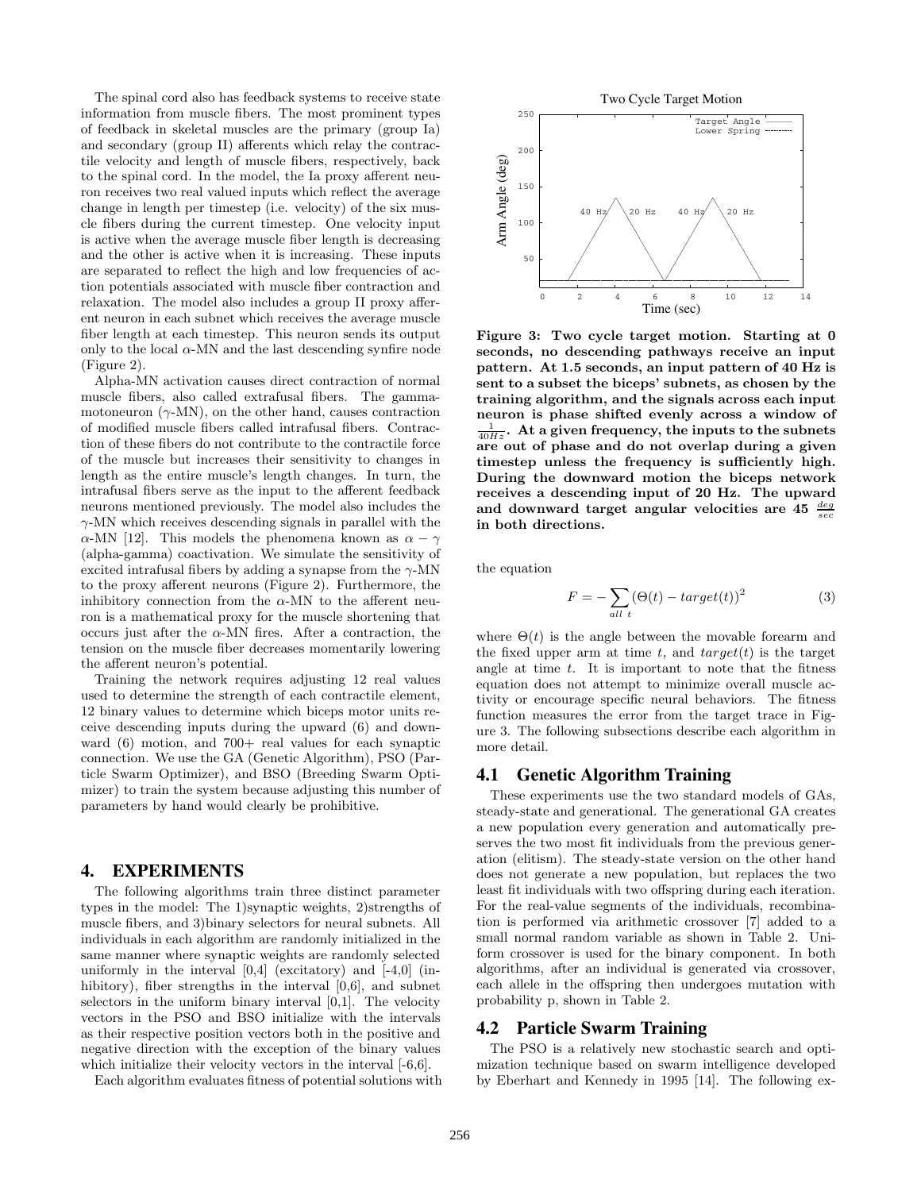The spinal cord also has feedback systems to receive state information from muscle fibers. The most prominent types of feedback in skeletal muscles are the primary (group Ia) and secondary (group II) afferents which relay the contractile velocity and length of muscle fibers, respectively, back to the spinal cord. In the model, the Ia proxy afferent neuron receives two real valued inputs which reflect the average change in length per timestep (i.e. velocity) of the six muscle fibers during the current timestep. One velocity input is active when the average muscle fiber length is decreasing and the other is active when it is increasing. These inputs are separated to reflect the high and low frequencies of action potentials associated with muscle fiber contraction and relaxation. The model also includes a group II proxy afferent neuron in each subnet which receives the average muscle fiber length at each timestep. This neuron sends its output only to the local $\alpha$-MN and the last descending synfire node (Figure 2).

Alpha-MN activation causes direct contraction of normal muscle fibers, also called extrafusal fibers. The gamma-motoneuron ($\gamma$-MN), on the other hand, causes contraction of modified muscle fibers called intrafusal fibers. Contraction of these fibers do not contribute to the contractile force of the muscle but increases their sensitivity to changes in length as the entire muscle's length changes. In turn, the intrafusal fibers serve as the input to the afferent feedback neurons mentioned previously. The model also includes the $\gamma$-MN which receives descending signals in parallel with the $\alpha$-MN [12]. This models the phenomena known as $\alpha - \gamma$ (alpha-gamma) coactivation. We simulate the sensitivity of excited intrafusal fibers by adding a synapse from the $\gamma$-MN to the proxy afferent neurons (Figure 2). Furthermore, the inhibitory connection from the $\alpha$-MN to the afferent neuron is a mathematical proxy for the muscle shortening that occurs just after the $\alpha$-MN fires. After a contraction, the tension on the muscle fiber decreases momentarily lowering the afferent neuron's potential.

Training the network requires adjusting 12 real values used to determine the strength of each contractile element, 12 binary values to determine which biceps motor units receive descending inputs during the upward (6) and downward (6) motion, and 700+ real values for each synaptic connection. We use the GA (Genetic Algorithm), PSO (Particle Swarm Optimizer), and BSO (Breeding Swarm Optimizer) to train the system because adjusting this number of parameters by hand would clearly be prohibitive.

## 4. EXPERIMENTS

The following algorithms train three distinct parameter types in the model: The 1)synaptic weights, 2)strengths of muscle fibers, and 3)binary selectors for neural subnets. All individuals in each algorithm are randomly initialized in the same manner where synaptic weights are randomly selected uniformly in the interval [0,4] (excitatory) and [-4,0] (inhibitory), fiber strengths in the interval [0,6], and subnet selectors in the uniform binary interval [0,1]. The velocity vectors in the PSO and BSO initialize with the intervals as their respective position vectors both in the positive and negative direction with the exception of the binary values which initialize their velocity vectors in the interval [-6,6].

Each algorithm evaluates fitness of potential solutions with the equation

$$F = -\sum_{all\ t} (\Theta(t) - target(t))^2 \tag{3}$$

where $\Theta(t)$ is the angle between the movable forearm and the fixed upper arm at time $t$, and $target(t)$ is the target angle at time $t$. It is important to note that the fitness equation does not attempt to minimize overall muscle activity or encourage specific neural behaviors. The fitness function measures the error from the target trace in Figure 3. The following subsections describe each algorithm in more detail.

**Figure 3: Two cycle target motion. Starting at 0 seconds, no descending pathways receive an input pattern. At 1.5 seconds, an input pattern of 40 Hz is sent to a subset the biceps' subnets, as chosen by the training algorithm, and the signals across each input neuron is phase shifted evenly across a window of $\frac{1}{40Hz}$. At a given frequency, the inputs to the subnets are out of phase and do not overlap during a given timestep unless the frequency is sufficiently high. During the downward motion the biceps network receives a descending input of 20 Hz. The upward and downward target angular velocities are 45 $\frac{deg}{sec}$ in both directions.**

### 4.1 Genetic Algorithm Training

These experiments use the two standard models of GAs, steady-state and generational. The generational GA creates a new population every generation and automatically preserves the two most fit individuals from the previous generation (elitism). The steady-state version on the other hand does not generate a new population, but replaces the two least fit individuals with two offspring during each iteration. For the real-value segments of the individuals, recombination is performed via arithmetic crossover [7] added to a small normal random variable as shown in Table 2. Uniform crossover is used for the binary component. In both algorithms, after an individual is generated via crossover, each allele in the offspring then undergoes mutation with probability p, shown in Table 2.

### 4.2 Particle Swarm Training

The PSO is a relatively new stochastic search and optimization technique based on swarm intelligence developed by Eberhart and Kennedy in 1995 [14]. The following ex-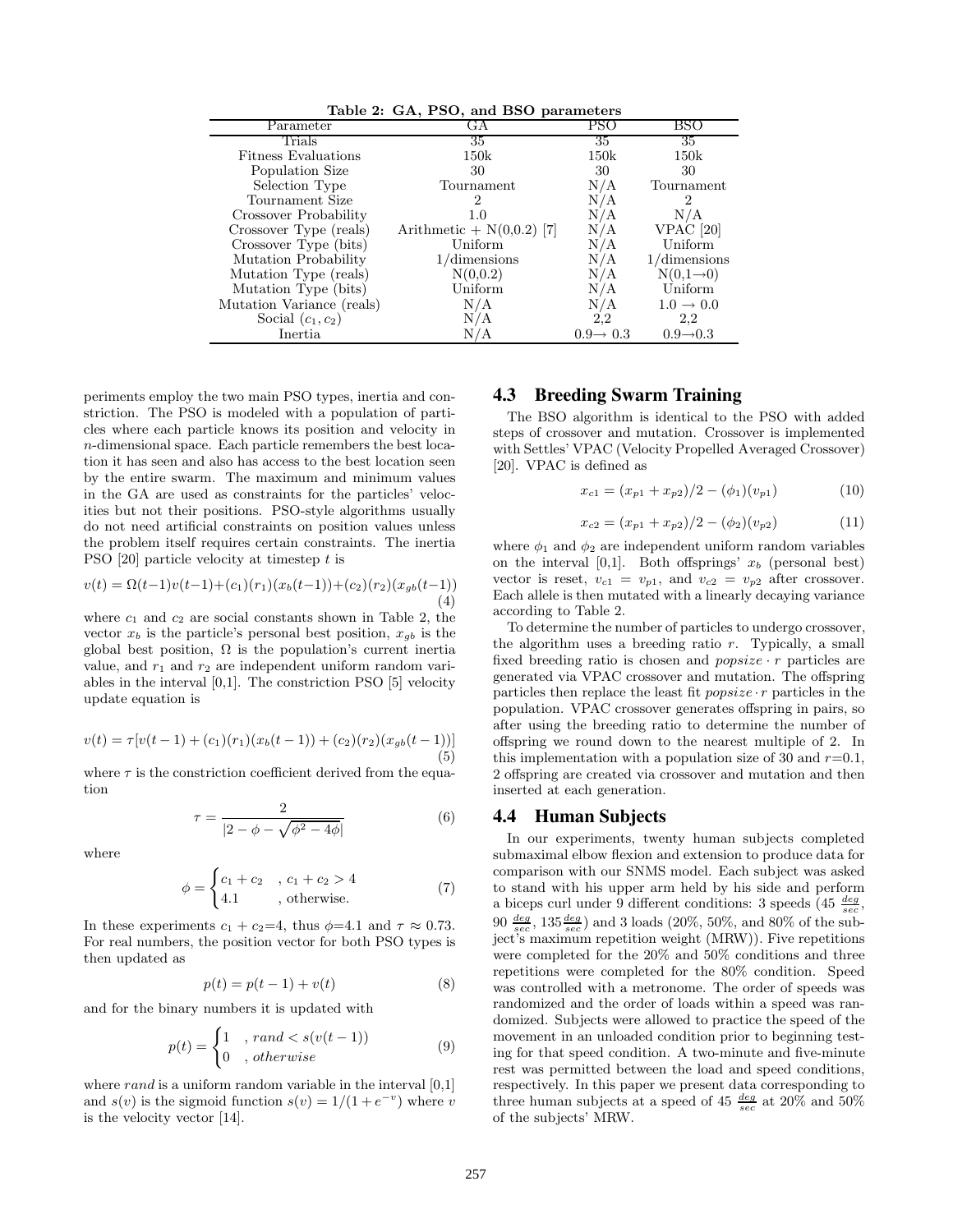Table 2: GA, PSO, and BSO parameters

| Parameter | GA | PSO | BSO |
| --- | --- | --- | --- |
| Trials | 35 | 35 | 35 |
| Fitness Evaluations | 150k | 150k | 150k |
| Population Size | 30 | 30 | 30 |
| Selection Type | Tournament | N/A | Tournament |
| Tournament Size | 2 | N/A | 2 |
| Crossover Probability | 1.0 | N/A | N/A |
| Crossover Type (reals) | Arithmetic + N(0,0.2) [7] | N/A | VPAC [20] |
| Crossover Type (bits) | Uniform | N/A | Uniform |
| Mutation Probability | 1/dimensions | N/A | 1/dimensions |
| Mutation Type (reals) | N(0,0.2) | N/A | N(0,1→0) |
| Mutation Type (bits) | Uniform | N/A | Uniform |
| Mutation Variance (reals) | N/A | N/A | 1.0 → 0.0 |
| Social $(c_1, c_2)$ | N/A | 2,2 | 2,2 |
| Inertia | N/A | 0.9→ 0.3 | 0.9→0.3 |

periments employ the two main PSO types, inertia and constriction. The PSO is modeled with a population of particles where each particle knows its position and velocity in $n$-dimensional space. Each particle remembers the best location it has seen and also has access to the best location seen by the entire swarm. The maximum and minimum values in the GA are used as constraints for the particles' velocities but not their positions. PSO-style algorithms usually do not need artificial constraints on position values unless the problem itself requires certain constraints. The inertia PSO [20] particle velocity at timestep $t$ is

$$v(t) = \Omega(t-1)v(t-1) + (c_1)(r_1)(x_b(t-1)) + (c_2)(r_2)(x_{gb}(t-1)) \tag{4}$$

where $c_1$ and $c_2$ are social constants shown in Table 2, the vector $x_b$ is the particle's personal best position, $x_{gb}$ is the global best position, $\Omega$ is the population's current inertia value, and $r_1$ and $r_2$ are independent uniform random variables in the interval [0,1]. The constriction PSO [5] velocity update equation is

$$v(t) = \tau[v(t-1) + (c_1)(r_1)(x_b(t-1)) + (c_2)(r_2)(x_{gb}(t-1))] \tag{5}$$

where $\tau$ is the constriction coefficient derived from the equation

$$\tau = \frac{2}{|2 - \phi - \sqrt{\phi^2 - 4\phi}|} \tag{6}$$

where

$$\phi = \begin{cases} c_1 + c_2 & , c_1 + c_2 > 4 \\ 4.1 & , \text{otherwise.} \end{cases} \tag{7}$$

In these experiments $c_1 + c_2$=4, thus $\phi$=4.1 and $\tau \approx 0.73$. For real numbers, the position vector for both PSO types is then updated as

$$p(t) = p(t-1) + v(t) \tag{8}$$

and for the binary numbers it is updated with

$$p(t) = \begin{cases} 1 & , rand < s(v(t-1)) \\ 0 & , otherwise \end{cases} \tag{9}$$

where $rand$ is a uniform random variable in the interval [0,1] and $s(v)$ is the sigmoid function $s(v) = 1/(1 + e^{-v})$ where $v$ is the velocity vector [14].

## 4.3 Breeding Swarm Training

The BSO algorithm is identical to the PSO with added steps of crossover and mutation. Crossover is implemented with Settles' VPAC (Velocity Propelled Averaged Crossover) [20]. VPAC is defined as

$$x_{c1} = (x_{p1} + x_{p2})/2 - (\phi_1)(v_{p1}) \tag{10}$$

$$x_{c2} = (x_{p1} + x_{p2})/2 - (\phi_2)(v_{p2}) \tag{11}$$

where $\phi_1$ and $\phi_2$ are independent uniform random variables on the interval [0,1]. Both offsprings' $x_b$ (personal best) vector is reset, $v_{c1} = v_{p1}$, and $v_{c2} = v_{p2}$ after crossover. Each allele is then mutated with a linearly decaying variance according to Table 2.

To determine the number of particles to undergo crossover, the algorithm uses a breeding ratio $r$. Typically, a small fixed breeding ratio is chosen and $popsize \cdot r$ particles are generated via VPAC crossover and mutation. The offspring particles then replace the least fit $popsize \cdot r$ particles in the population. VPAC crossover generates offspring in pairs, so after using the breeding ratio to determine the number of offspring we round down to the nearest multiple of 2. In this implementation with a population size of 30 and $r$=0.1, 2 offspring are created via crossover and mutation and then inserted at each generation.

## 4.4 Human Subjects

In our experiments, twenty human subjects completed submaximal elbow flexion and extension to produce data for comparison with our SNMS model. Each subject was asked to stand with his upper arm held by his side and perform a biceps curl under 9 different conditions: 3 speeds (45 $\frac{deg}{sec}$, 90 $\frac{deg}{sec}$, 135$\frac{deg}{sec}$) and 3 loads (20%, 50%, and 80% of the subject's maximum repetition weight (MRW)). Five repetitions were completed for the 20% and 50% conditions and three repetitions were completed for the 80% condition. Speed was controlled with a metronome. The order of speeds was randomized and the order of loads within a speed was randomized. Subjects were allowed to practice the speed of the movement in an unloaded condition prior to beginning testing for that speed condition. A two-minute and five-minute rest was permitted between the load and speed conditions, respectively. In this paper we present data corresponding to three human subjects at a speed of 45 $\frac{deg}{sec}$ at 20% and 50% of the subjects' MRW.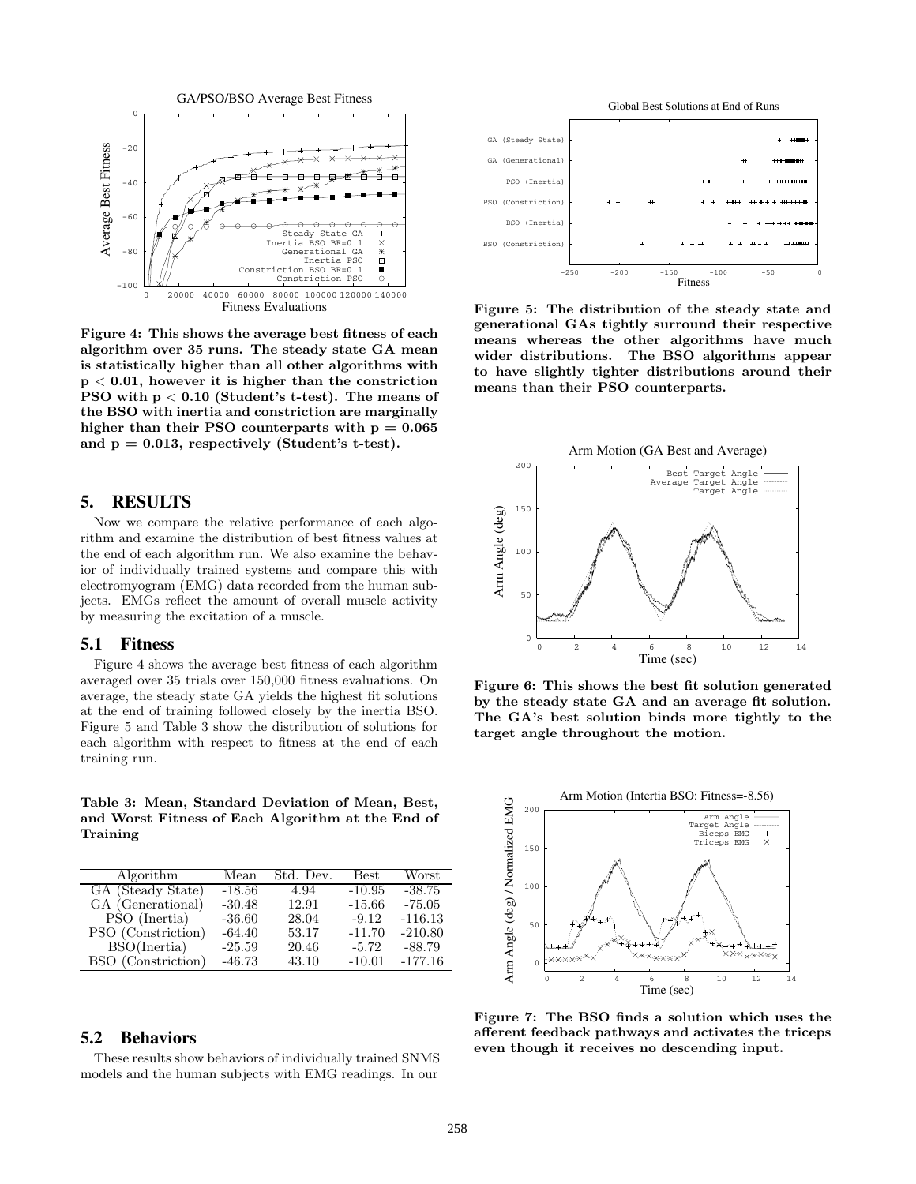Figure 4: This shows the average best fitness of each algorithm over 35 runs. The steady state GA mean is statistically higher than all other algorithms with $p < 0.01$, however it is higher than the constriction PSO with $p < 0.10$ (Student's t-test). The means of the BSO with inertia and constriction are marginally higher than their PSO counterparts with $p = 0.065$ and $p = 0.013$, respectively (Student's t-test).

Figure 5: The distribution of the steady state and generational GAs tightly surround their respective means whereas the other algorithms have much wider distributions. The BSO algorithms appear to have slightly tighter distributions around their means than their PSO counterparts.

## 5. RESULTS

Now we compare the relative performance of each algorithm and examine the distribution of best fitness values at the end of each algorithm run. We also examine the behavior of individually trained systems and compare this with electromyogram (EMG) data recorded from the human subjects. EMGs reflect the amount of overall muscle activity by measuring the excitation of a muscle.

### 5.1 Fitness

Figure 4 shows the average best fitness of each algorithm averaged over 35 trials over 150,000 fitness evaluations. On average, the steady state GA yields the highest fit solutions at the end of training followed closely by the inertia BSO. Figure 5 and Table 3 show the distribution of solutions for each algorithm with respect to fitness at the end of each training run.

**Table 3: Mean, Standard Deviation of Mean, Best, and Worst Fitness of Each Algorithm at the End of Training**

| Algorithm | Mean | Std. Dev. | Best | Worst |
|---|---|---|---|---|
| GA (Steady State) | -18.56 | 4.94 | -10.95 | -38.75 |
| GA (Generational) | -30.48 | 12.91 | -15.66 | -75.05 |
| PSO (Inertia) | -36.60 | 28.04 | -9.12 | -116.13 |
| PSO (Constriction) | -64.40 | 53.17 | -11.70 | -210.80 |
| BSO(Inertia) | -25.59 | 20.46 | -5.72 | -88.79 |
| BSO (Constriction) | -46.73 | 43.10 | -10.01 | -177.16 |

### 5.2 Behaviors

These results show behaviors of individually trained SNMS models and the human subjects with EMG readings. In our

Figure 6: This shows the best fit solution generated by the steady state GA and an average fit solution. The GA's best solution binds more tightly to the target angle throughout the motion.

Figure 7: The BSO finds a solution which uses the afferent feedback pathways and activates the triceps even though it receives no descending input.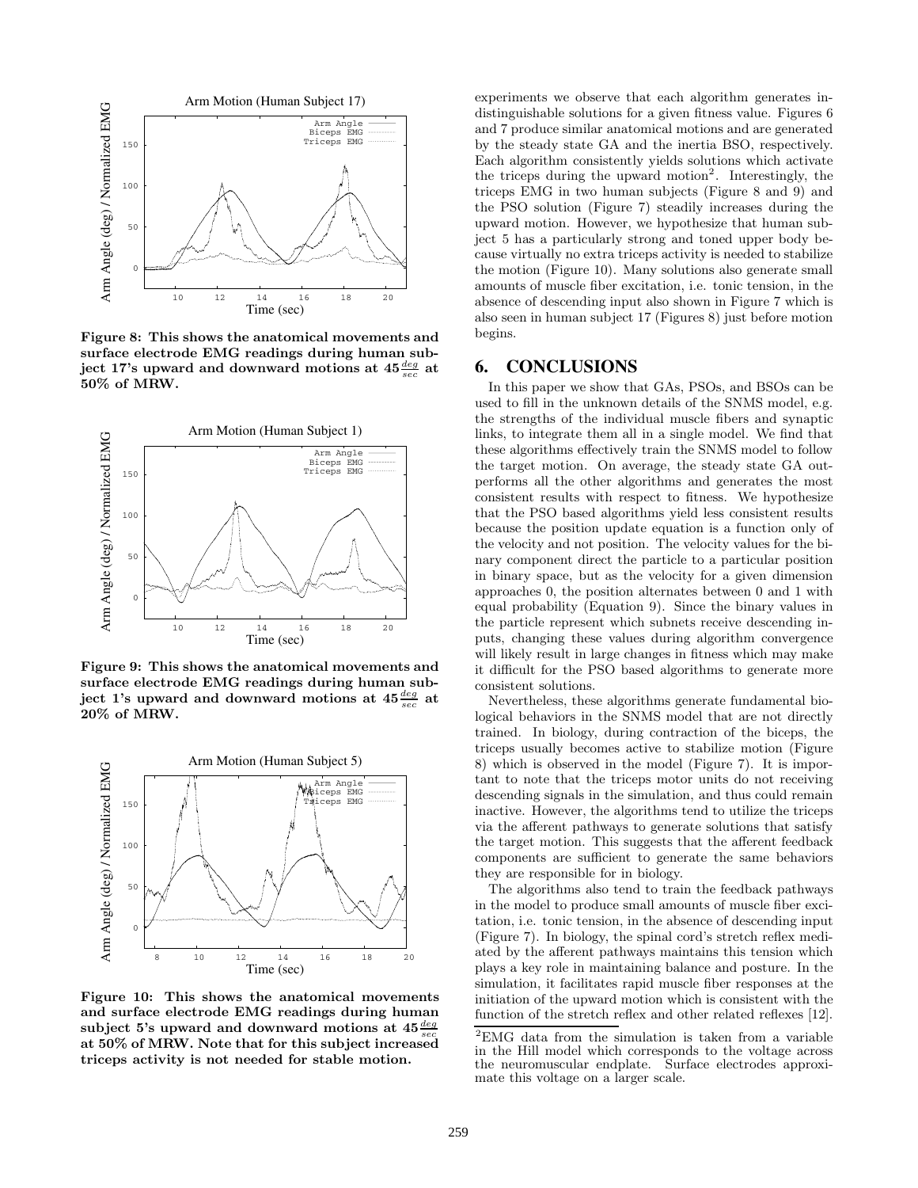Arm Motion (Human Subject 17)

Arm Angle (deg) / Normalized EMG

Arm Angle
Biceps EMG
Triceps EMG

0
50
100
150

10
12
14
16
18
20

Time (sec)

**Figure 8: This shows the anatomical movements and surface electrode EMG readings during human subject 17's upward and downward motions at $45\frac{deg}{sec}$ at 50% of MRW.**

Arm Motion (Human Subject 1)

Arm Angle (deg) / Normalized EMG

Arm Angle
Biceps EMG
Triceps EMG

0
50
100
150

10
12
14
16
18
20

Time (sec)

**Figure 9: This shows the anatomical movements and surface electrode EMG readings during human subject 1's upward and downward motions at $45\frac{deg}{sec}$ at 20% of MRW.**

Arm Motion (Human Subject 5)

Arm Angle (deg) / Normalized EMG

Arm Angle
Biceps EMG
Triceps EMG

0
50
100
150

8
10
12
14
16
18
20

Time (sec)

**Figure 10: This shows the anatomical movements and surface electrode EMG readings during human subject 5's upward and downward motions at $45\frac{deg}{sec}$ at 50% of MRW. Note that for this subject increased triceps activity is not needed for stable motion.**

experiments we observe that each algorithm generates indistinguishable solutions for a given fitness value. Figures 6 and 7 produce similar anatomical motions and are generated by the steady state GA and the inertia BSO, respectively. Each algorithm consistently yields solutions which activate the triceps during the upward motion[2]. Interestingly, the triceps EMG in two human subjects (Figure 8 and 9) and the PSO solution (Figure 7) steadily increases during the upward motion. However, we hypothesize that human subject 5 has a particularly strong and toned upper body because virtually no extra triceps activity is needed to stabilize the motion (Figure 10). Many solutions also generate small amounts of muscle fiber excitation, i.e. tonic tension, in the absence of descending input also shown in Figure 7 which is also seen in human subject 17 (Figures 8) just before motion begins.

## 6. CONCLUSIONS

In this paper we show that GAs, PSOs, and BSOs can be used to fill in the unknown details of the SNMS model, e.g. the strengths of the individual muscle fibers and synaptic links, to integrate them all in a single model. We find that these algorithms effectively train the SNMS model to follow the target motion. On average, the steady state GA outperforms all the other algorithms and generates the most consistent results with respect to fitness. We hypothesize that the PSO based algorithms yield less consistent results because the position update equation is a function only of the velocity and not position. The velocity values for the binary component direct the particle to a particular position in binary space, but as the velocity for a given dimension approaches 0, the position alternates between 0 and 1 with equal probability (Equation 9). Since the binary values in the particle represent which subnets receive descending inputs, changing these values during algorithm convergence will likely result in large changes in fitness which may make it difficult for the PSO based algorithms to generate more consistent solutions.

Nevertheless, these algorithms generate fundamental biological behaviors in the SNMS model that are not directly trained. In biology, during contraction of the biceps, the triceps usually becomes active to stabilize motion (Figure 8) which is observed in the model (Figure 7). It is important to note that the triceps motor units do not receive descending signals in the simulation, and thus could remain inactive. However, the algorithms tend to utilize the triceps via the afferent pathways to generate solutions that satisfy the target motion. This suggests that the afferent feedback components are sufficient to generate the same behaviors they are responsible for in biology.

The algorithms also tend to train the feedback pathways in the model to produce small amounts of muscle fiber excitation, i.e. tonic tension, in the absence of descending input (Figure 7). In biology, the spinal cord's stretch reflex mediated by the afferent pathways maintains this tension which plays a key role in maintaining balance and posture. In the simulation, it facilitates rapid muscle fiber responses at the initiation of the upward motion which is consistent with the function of the stretch reflex and other related reflexes [12].

[2]EMG data from the simulation is taken from a variable in the Hill model which corresponds to the voltage across the neuromuscular endplate. Surface electrodes approximate this voltage on a larger scale.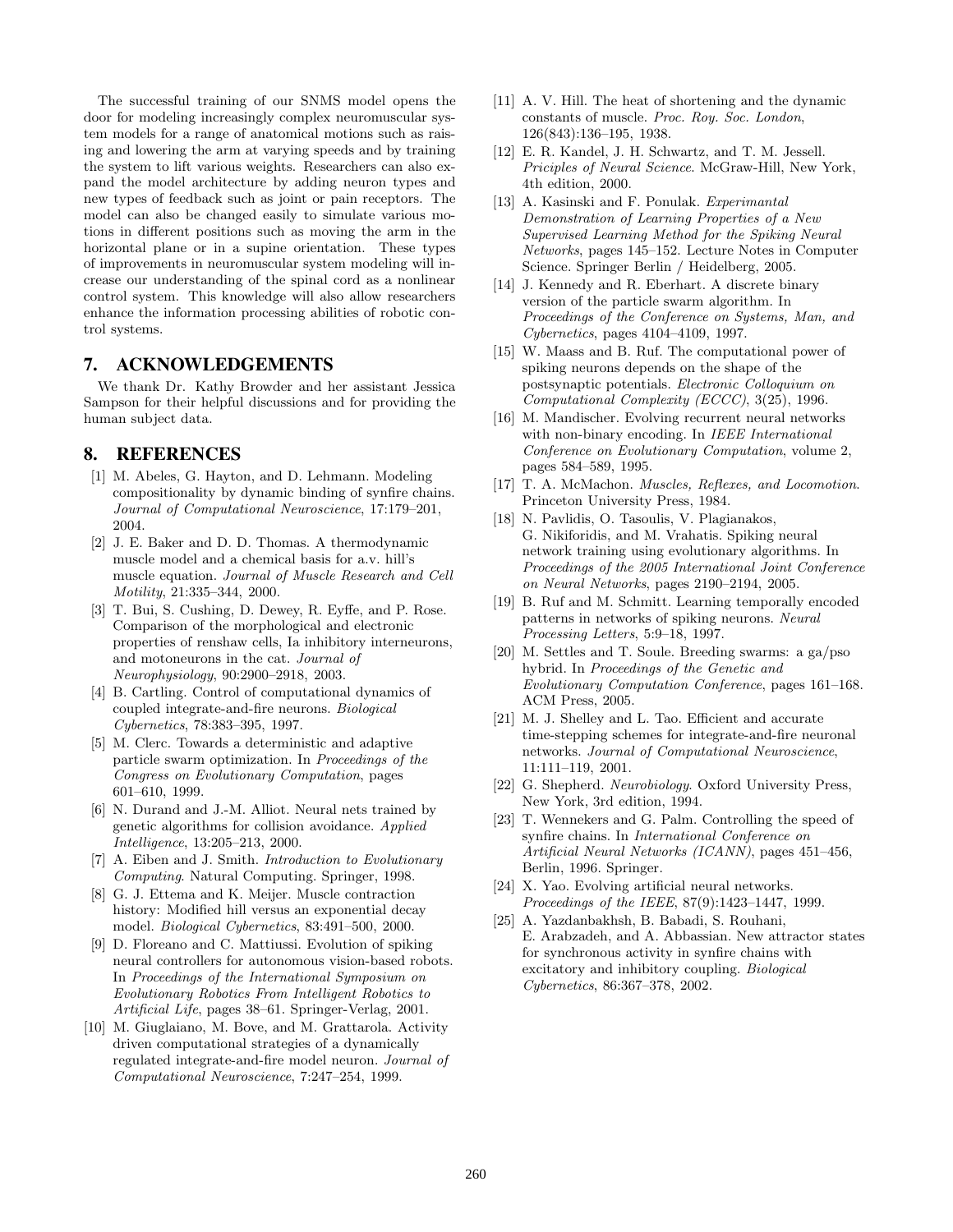The successful training of our SNMS model opens the door for modeling increasingly complex neuromuscular system models for a range of anatomical motions such as raising and lowering the arm at varying speeds and by training the system to lift various weights. Researchers can also expand the model architecture by adding neuron types and new types of feedback such as joint or pain receptors. The model can also be changed easily to simulate various motions in different positions such as moving the arm in the horizontal plane or in a supine orientation. These types of improvements in neuromuscular system modeling will increase our understanding of the spinal cord as a nonlinear control system. This knowledge will also allow researchers enhance the information processing abilities of robotic control systems.

## 7. ACKNOWLEDGEMENTS

We thank Dr. Kathy Browder and her assistant Jessica Sampson for their helpful discussions and for providing the human subject data.

## 8. REFERENCES

[1] M. Abeles, G. Hayton, and D. Lehmann. Modeling compositionality by dynamic binding of synfire chains. *Journal of Computational Neuroscience*, 17:179–201, 2004.

[2] J. E. Baker and D. D. Thomas. A thermodynamic muscle model and a chemical basis for a.v. hill's muscle equation. *Journal of Muscle Research and Cell Motility*, 21:335–344, 2000.

[3] T. Bui, S. Cushing, D. Dewey, R. Eyffe, and P. Rose. Comparison of the morphological and electronic properties of renshaw cells, Ia inhibitory interneurons, and motoneurons in the cat. *Journal of Neurophysiology*, 90:2900–2918, 2003.

[4] B. Cartling. Control of computational dynamics of coupled integrate-and-fire neurons. *Biological Cybernetics*, 78:383–395, 1997.

[5] M. Clerc. Towards a deterministic and adaptive particle swarm optimization. In *Proceedings of the Congress on Evolutionary Computation*, pages 601–610, 1999.

[6] N. Durand and J.-M. Alliot. Neural nets trained by genetic algorithms for collision avoidance. *Applied Intelligence*, 13:205–213, 2000.

[7] A. Eiben and J. Smith. *Introduction to Evolutionary Computing*. Natural Computing. Springer, 1998.

[8] G. J. Ettema and K. Meijer. Muscle contraction history: Modified hill versus an exponential decay model. *Biological Cybernetics*, 83:491–500, 2000.

[9] D. Floreano and C. Mattiussi. Evolution of spiking neural controllers for autonomous vision-based robots. In *Proceedings of the International Symposium on Evolutionary Robotics From Intelligent Robotics to Artificial Life*, pages 38–61. Springer-Verlag, 2001.

[10] M. Giuglaiano, M. Bove, and M. Grattarola. Activity driven computational strategies of a dynamically regulated integrate-and-fire model neuron. *Journal of Computational Neuroscience*, 7:247–254, 1999.

[11] A. V. Hill. The heat of shortening and the dynamic constants of muscle. *Proc. Roy. Soc. London*, 126(843):136–195, 1938.

[12] E. R. Kandel, J. H. Schwartz, and T. M. Jessell. *Priciples of Neural Science*. McGraw-Hill, New York, 4th edition, 2000.

[13] A. Kasinski and F. Ponulak. *Experimantal Demonstration of Learning Properties of a New Supervised Learning Method for the Spiking Neural Networks*, pages 145–152. Lecture Notes in Computer Science. Springer Berlin / Heidelberg, 2005.

[14] J. Kennedy and R. Eberhart. A discrete binary version of the particle swarm algorithm. In *Proceedings of the Conference on Systems, Man, and Cybernetics*, pages 4104–4109, 1997.

[15] W. Maass and B. Ruf. The computational power of spiking neurons depends on the shape of the postsynaptic potentials. *Electronic Colloquium on Computational Complexity (ECCC)*, 3(25), 1996.

[16] M. Mandischer. Evolving recurrent neural networks with non-binary encoding. In *IEEE International Conference on Evolutionary Computation*, volume 2, pages 584–589, 1995.

[17] T. A. McMachon. *Muscles, Reflexes, and Locomotion*. Princeton University Press, 1984.

[18] N. Pavlidis, O. Tasoulis, V. Plagianakos, G. Nikiforidis, and M. Vrahatis. Spiking neural network training using evolutionary algorithms. In *Proceedings of the 2005 International Joint Conference on Neural Networks*, pages 2190–2194, 2005.

[19] B. Ruf and M. Schmitt. Learning temporally encoded patterns in networks of spiking neurons. *Neural Processing Letters*, 5:9–18, 1997.

[20] M. Settles and T. Soule. Breeding swarms: a ga/pso hybrid. In *Proceedings of the Genetic and Evolutionary Computation Conference*, pages 161–168. ACM Press, 2005.

[21] M. J. Shelley and L. Tao. Efficient and accurate time-stepping schemes for integrate-and-fire neuronal networks. *Journal of Computational Neuroscience*, 11:111–119, 2001.

[22] G. Shepherd. *Neurobiology*. Oxford University Press, New York, 3rd edition, 1994.

[23] T. Wennekers and G. Palm. Controlling the speed of synfire chains. In *International Conference on Artificial Neural Networks (ICANN)*, pages 451–456, Berlin, 1996. Springer.

[24] X. Yao. Evolving artificial neural networks. *Proceedings of the IEEE*, 87(9):1423–1447, 1999.

[25] A. Yazdanbakhsh, B. Babadi, S. Rouhani, E. Arabzadeh, and A. Abbassian. New attractor states for synchronous activity in synfire chains with excitatory and inhibitory coupling. *Biological Cybernetics*, 86:367–378, 2002.